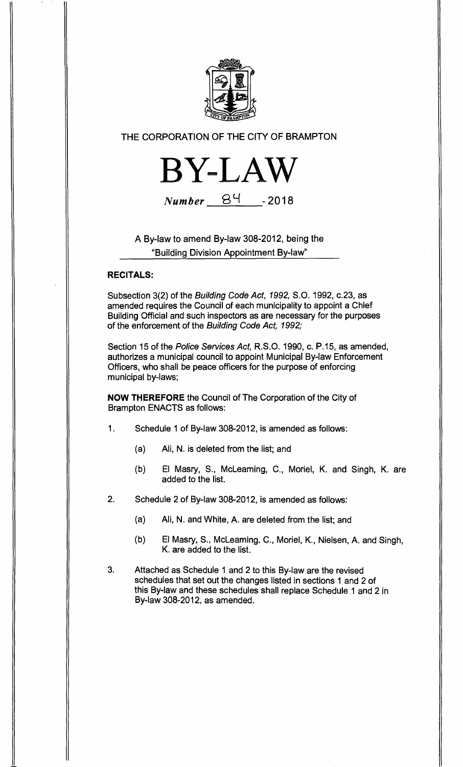THE CORPORATION OF THE CITY OF BRAMPTON

# BY-LAW

*Number* 84 - 2018

A By-law to amend By-law 308-2012, being the "Building Division Appointment By-law"

**RECITALS:**

Subsection 3(2) of the *Building Code Act, 1992,* S.O. 1992, c.23, as amended requires the Council of each municipality to appoint a Chief Building Official and such inspectors as are necessary for the purposes of the enforcement of the *Building Code Act, 1992;*

Section 15 of the *Police Services Act,* R.S.O. 1990, c. P.15, as amended, authorizes a municipal council to appoint Municipal By-law Enforcement Officers, who shall be peace officers for the purpose of enforcing municipal by-laws;

**NOW THEREFORE** the Council of The Corporation of the City of Brampton ENACTS as follows:

1. Schedule 1 of By-law 308-2012, is amended as follows:

   (a) Ali, N. is deleted from the list; and

   (b) El Masry, S., McLeaming, C., Moriel, K. and Singh, K. are added to the list.

2. Schedule 2 of By-law 308-2012, is amended as follows:

   (a) Ali, N. and White, A. are deleted from the list; and

   (b) El Masry, S., McLeaming, C., Moriel, K., Nielsen, A. and Singh, K. are added to the list.

3. Attached as Schedule 1 and 2 to this By-law are the revised schedules that set out the changes listed in sections 1 and 2 of this By-law and these schedules shall replace Schedule 1 and 2 in By-law 308-2012, as amended.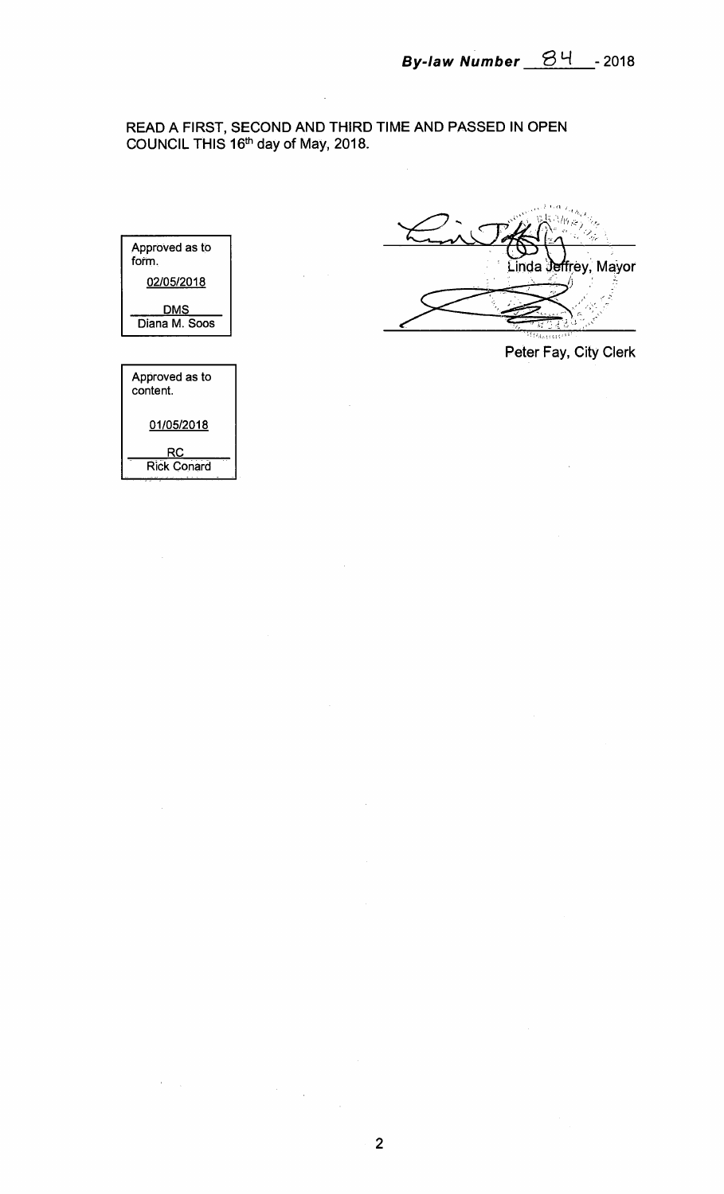**By-law Number 84 - 2018**

READ A FIRST, SECOND AND THIRD TIME AND PASSED IN OPEN COUNCIL THIS 16th day of May, 2018.

Approved as to form.

02/05/2018

DMS
Diana M. Soos

Approved as to content.

01/05/2018

RC
Rick Conard

Linda Jeffrey, Mayor

Peter Fay, City Clerk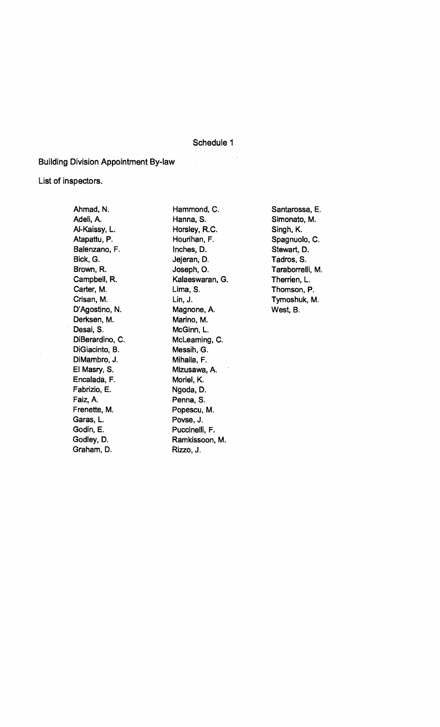Schedule 1

Building Division Appointment By-law

List of inspectors.

Ahmad, N.
Adeli, A.
Al-Kaissy, L.
Atapattu, P.
Balenzano, F.
Bick, G.
Brown, R.
Campbell, R.
Carter, M.
Crisan, M.
D'Agostino, N.
Derksen, M.
Desai, S.
DiBerardino, C.
DiGiacinto, B.
DiMambro, J.
El Masry, S.
Encalada, F.
Fabrizio, E.
Faiz, A.
Frenette, M.
Garas, L.
Godin, E.
Godley, D.
Graham, D.
Hammond, C.
Hanna, S.
Horsley, R.C.
Hourihan, F.
Inches, D.
Jejeran, D.
Joseph, O.
Kalaeswaran, G.
Lima, S.
Lin, J.
Magnone, A.
Marino, M.
McGinn, L.
McLeaming, C.
Messih, G.
Mihaila, F.
Mizusawa, A.
Moriel, K.
Ngoda, D.
Penna, S.
Popescu, M.
Povse, J.
Puccinelli, F.
Ramkissoon, M.
Rizzo, J.
Santarossa, E.
Simonato, M.
Singh, K.
Spagnuolo, C.
Stewart, D.
Tadros, S.
Taraborrelli, M.
Therrien, L.
Thomson, P.
Tymoshuk, M.
West, B.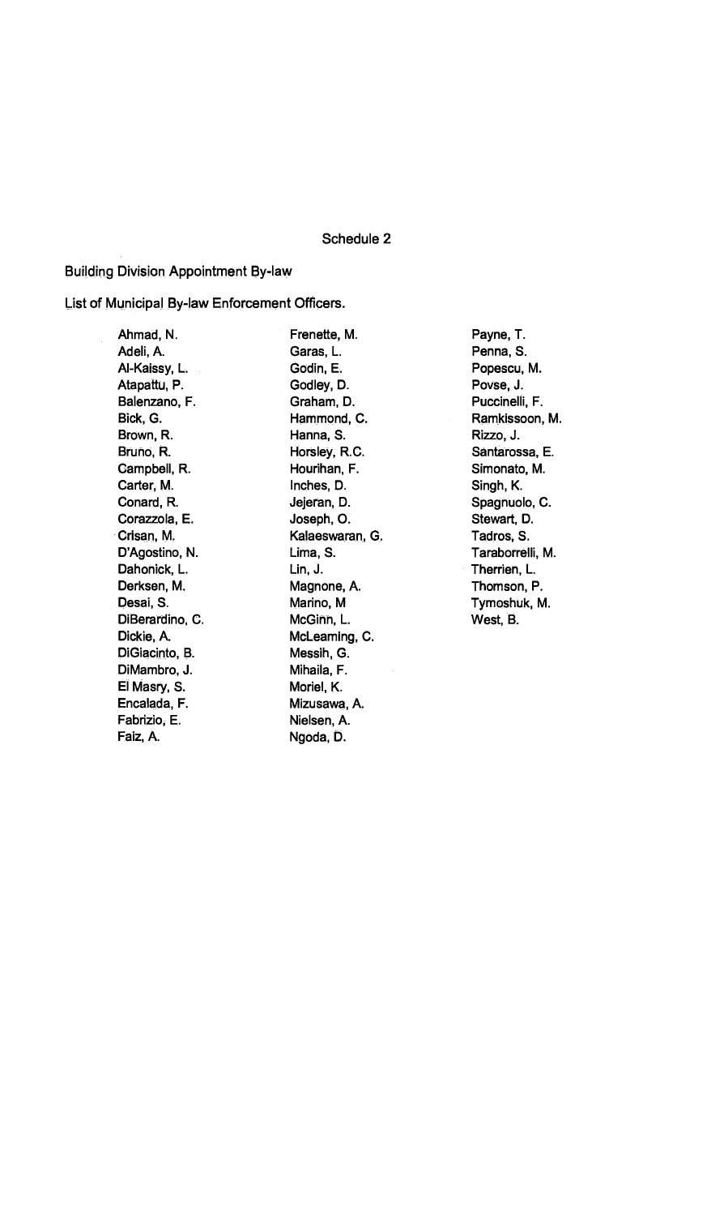Schedule 2

Building Division Appointment By-law

List of Municipal By-law Enforcement Officers.

Ahmad, N.
Adeli, A.
Al-Kaissy, L.
Atapattu, P.
Balenzano, F.
Bick, G.
Brown, R.
Bruno, R.
Campbell, R.
Carter, M.
Conard, R.
Corazzola, E.
Crisan, M.
D'Agostino, N.
Dahonick, L.
Derksen, M.
Desai, S.
DiBerardino, C.
Dickie, A.
DiGiacinto, B.
DiMambro, J.
El Masry, S.
Encalada, F.
Fabrizio, E.
Faiz, A.
Frenette, M.
Garas, L.
Godin, E.
Godley, D.
Graham, D.
Hammond, C.
Hanna, S.
Horsley, R.C.
Hourihan, F.
Inches, D.
Jejeran, D.
Joseph, O.
Kalaeswaran, G.
Lima, S.
Lin, J.
Magnone, A.
Marino, M
McGinn, L.
McLearning, C.
Messih, G.
Mihaila, F.
Moriel, K.
Mizusawa, A.
Nielsen, A.
Ngoda, D.
Payne, T.
Penna, S.
Popescu, M.
Povse, J.
Puccinelli, F.
Ramkissoon, M.
Rizzo, J.
Santarossa, E.
Simonato, M.
Singh, K.
Spagnuolo, C.
Stewart, D.
Tadros, S.
Taraborrelli, M.
Therrien, L.
Thomson, P.
Tymoshuk, M.
West, B.